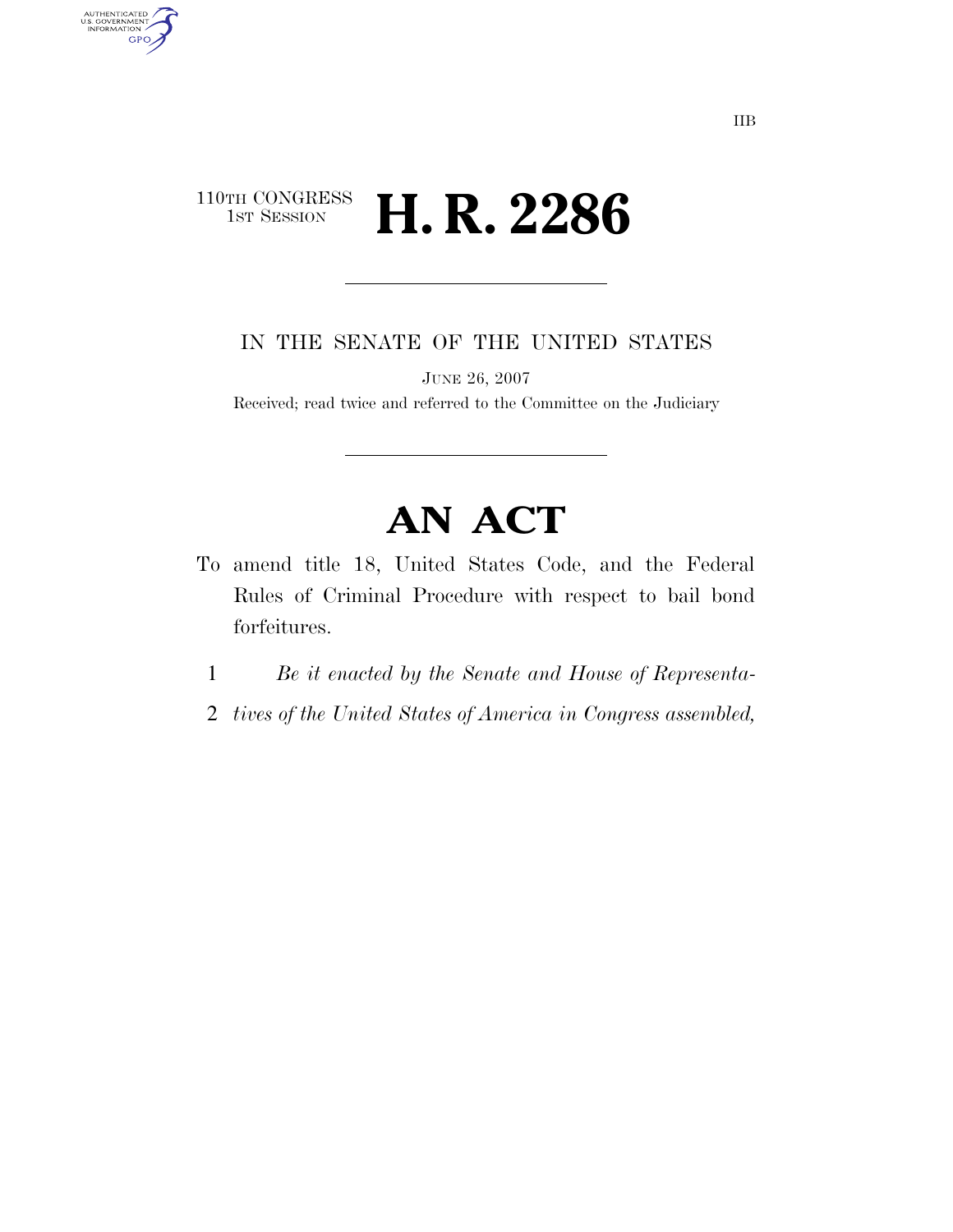IIB

110TH CONGRESS
1ST SESSION

# H. R. 2286

IN THE SENATE OF THE UNITED STATES

JUNE 26, 2007

Received; read twice and referred to the Committee on the Judiciary

# AN ACT

To amend title 18, United States Code, and the Federal Rules of Criminal Procedure with respect to bail bond forfeitures.

1 *Be it enacted by the Senate and House of Representa-*
2 *tives of the United States of America in Congress assembled,*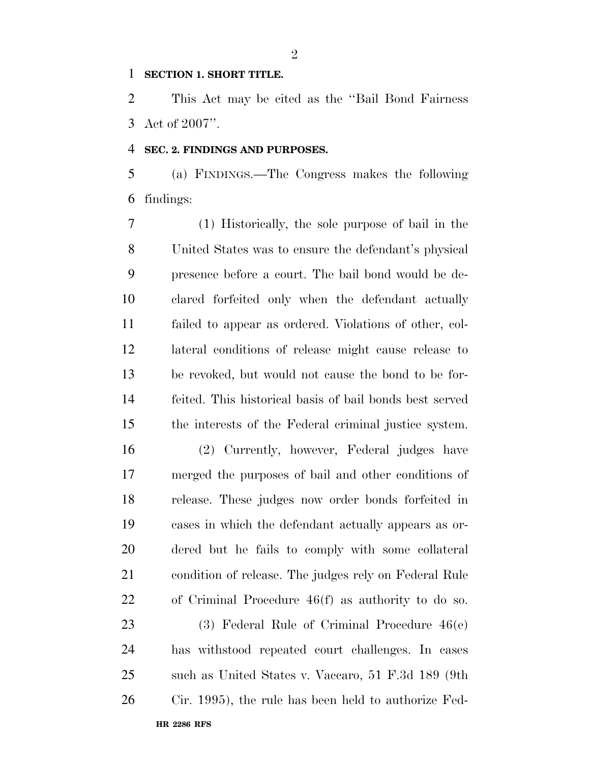**SECTION 1. SHORT TITLE.**

This Act may be cited as the ''Bail Bond Fairness Act of 2007''.

**SEC. 2. FINDINGS AND PURPOSES.**

(a) FINDINGS.—The Congress makes the following findings:

(1) Historically, the sole purpose of bail in the United States was to ensure the defendant's physical presence before a court. The bail bond would be declared forfeited only when the defendant actually failed to appear as ordered. Violations of other, collateral conditions of release might cause release to be revoked, but would not cause the bond to be forfeited. This historical basis of bail bonds best served the interests of the Federal criminal justice system.

(2) Currently, however, Federal judges have merged the purposes of bail and other conditions of release. These judges now order bonds forfeited in cases in which the defendant actually appears as ordered but he fails to comply with some collateral condition of release. The judges rely on Federal Rule of Criminal Procedure 46(f) as authority to do so.

(3) Federal Rule of Criminal Procedure 46(e) has withstood repeated court challenges. In cases such as United States v. Vaccaro, 51 F.3d 189 (9th Cir. 1995), the rule has been held to authorize Fed-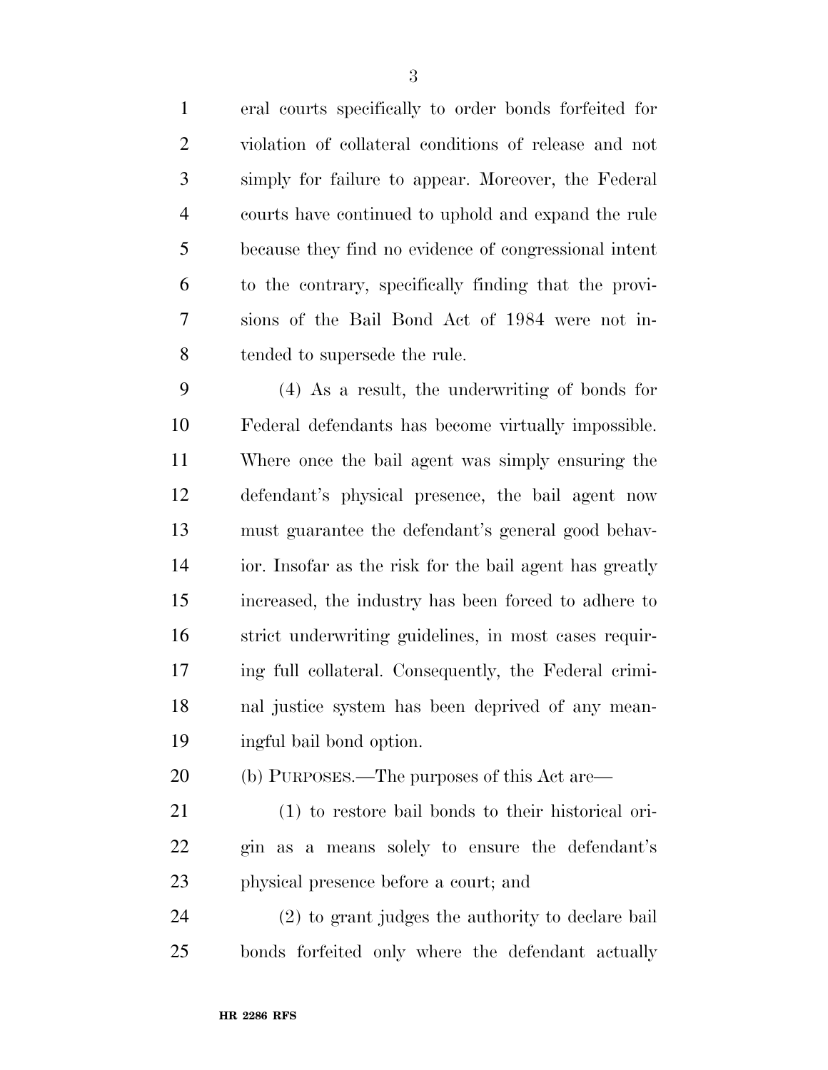eral courts specifically to order bonds forfeited for violation of collateral conditions of release and not simply for failure to appear. Moreover, the Federal courts have continued to uphold and expand the rule because they find no evidence of congressional intent to the contrary, specifically finding that the provisions of the Bail Bond Act of 1984 were not intended to supersede the rule.

(4) As a result, the underwriting of bonds for Federal defendants has become virtually impossible. Where once the bail agent was simply ensuring the defendant's physical presence, the bail agent now must guarantee the defendant's general good behavior. Insofar as the risk for the bail agent has greatly increased, the industry has been forced to adhere to strict underwriting guidelines, in most cases requiring full collateral. Consequently, the Federal criminal justice system has been deprived of any meaningful bail bond option.

(b) PURPOSES.—The purposes of this Act are—

(1) to restore bail bonds to their historical origin as a means solely to ensure the defendant's physical presence before a court; and

(2) to grant judges the authority to declare bail bonds forfeited only where the defendant actually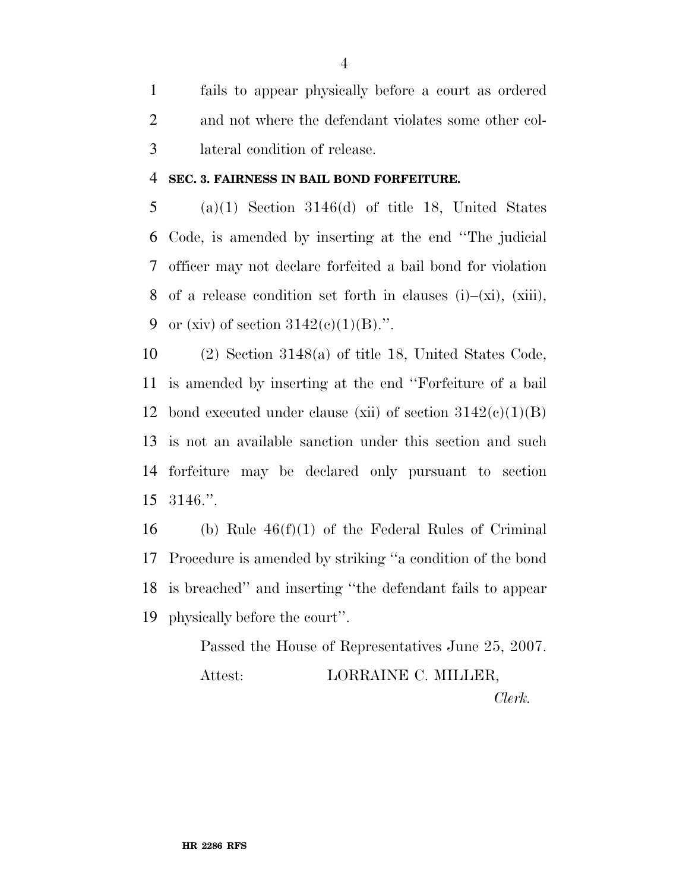fails to appear physically before a court as ordered and not where the defendant violates some other collateral condition of release.

**SEC. 3. FAIRNESS IN BAIL BOND FORFEITURE.**

(a)(1) Section 3146(d) of title 18, United States Code, is amended by inserting at the end ''The judicial officer may not declare forfeited a bail bond for violation of a release condition set forth in clauses (i)–(xi), (xiii), or (xiv) of section 3142(c)(1)(B).''.

(2) Section 3148(a) of title 18, United States Code, is amended by inserting at the end ''Forfeiture of a bail bond executed under clause (xii) of section 3142(c)(1)(B) is not an available sanction under this section and such forfeiture may be declared only pursuant to section 3146.''.

(b) Rule 46(f)(1) of the Federal Rules of Criminal Procedure is amended by striking ''a condition of the bond is breached'' and inserting ''the defendant fails to appear physically before the court''.

Passed the House of Representatives June 25, 2007.

Attest: LORRAINE C. MILLER,

*Clerk.*

**HR 2286 RFS**